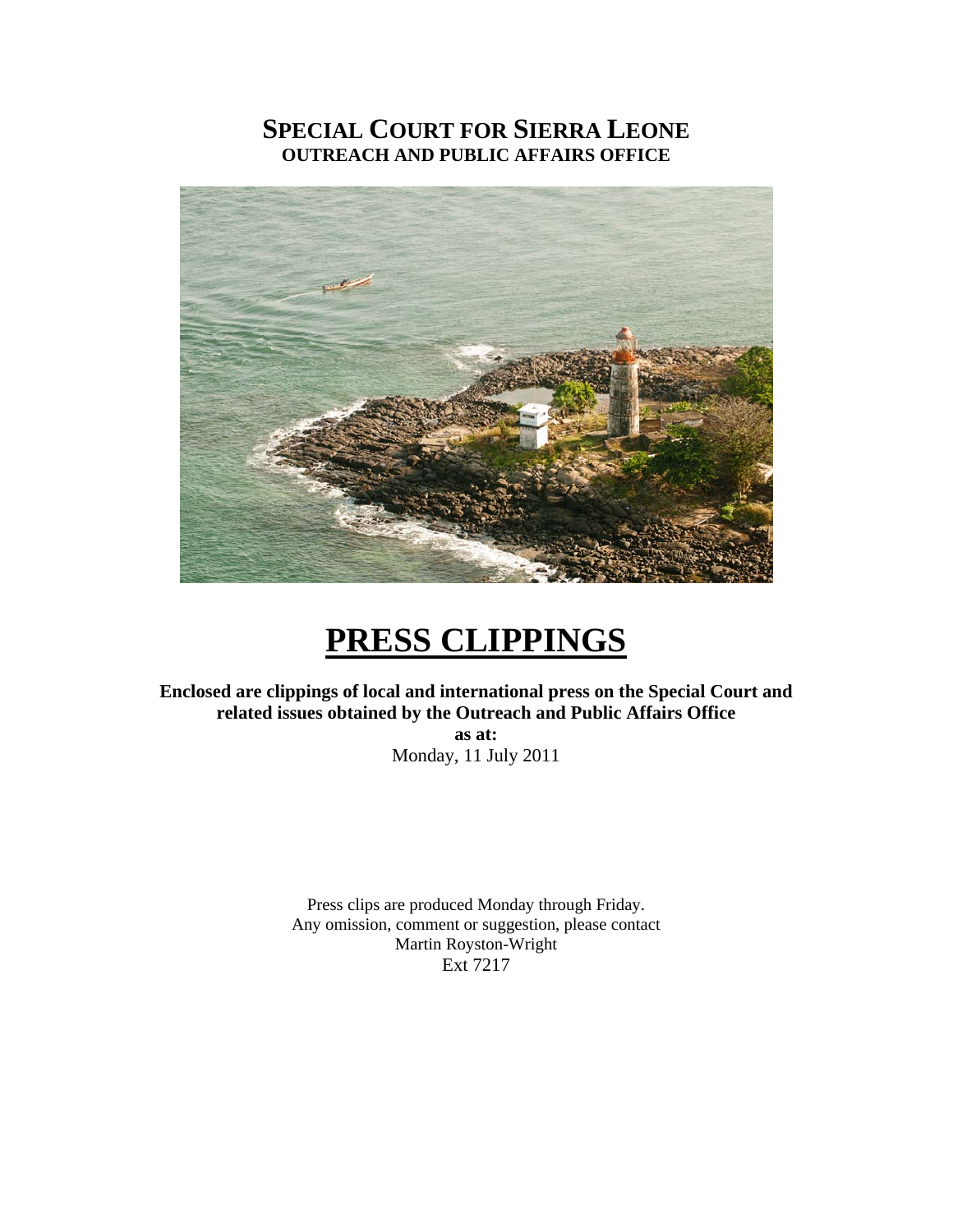# SPECIAL COURT FOR SIERRA LEONE
## OUTREACH AND PUBLIC AFFAIRS OFFICE

# PRESS CLIPPINGS

**Enclosed are clippings of local and international press on the Special Court and related issues obtained by the Outreach and Public Affairs Office**

**as at:**

Monday, 11 July 2011

Press clips are produced Monday through Friday.
Any omission, comment or suggestion, please contact
Martin Royston-Wright
Ext 7217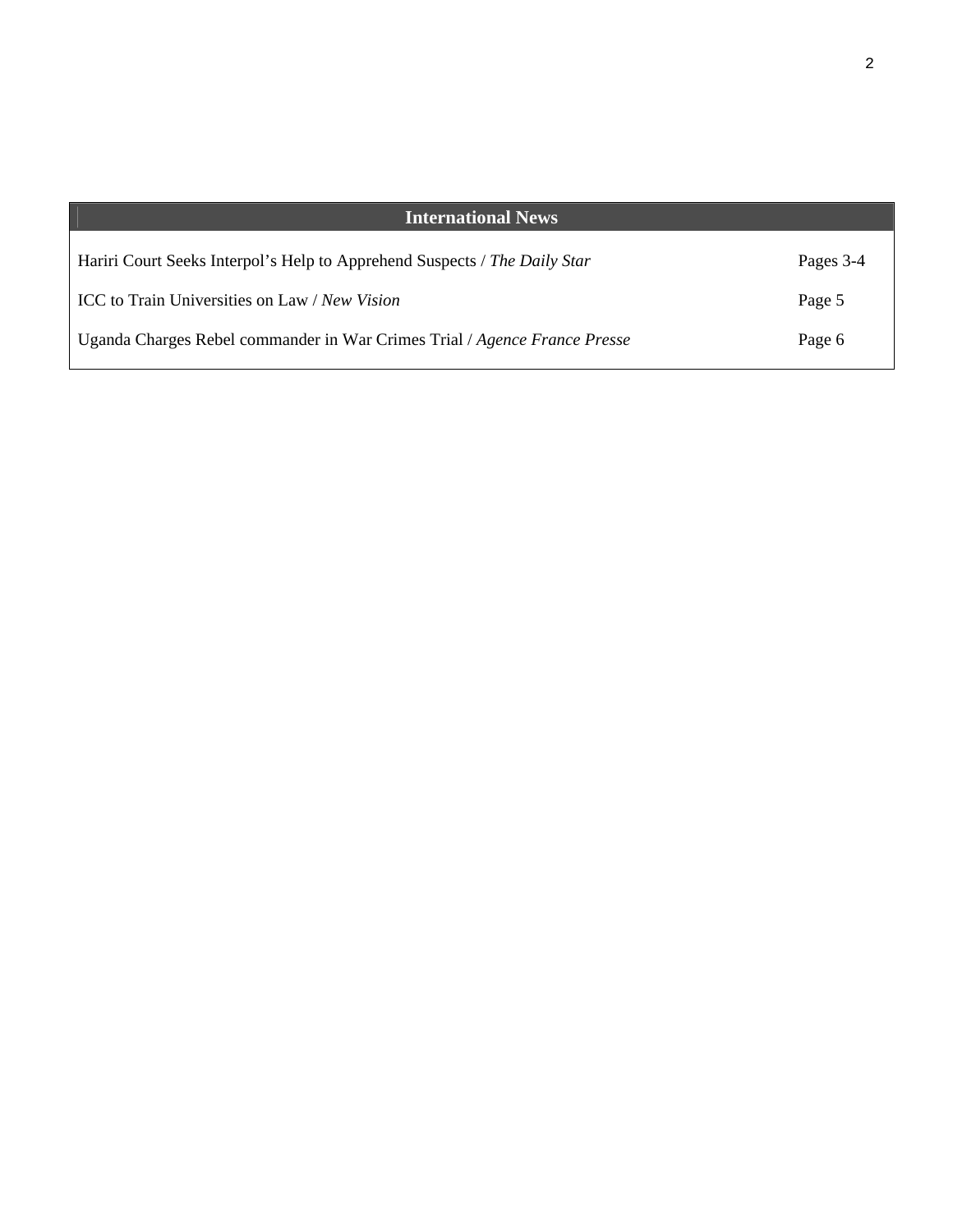| International News | |
|---|---|
| Hariri Court Seeks Interpol's Help to Apprehend Suspects / *The Daily Star* | Pages 3-4 |
| ICC to Train Universities on Law / *New Vision* | Page 5 |
| Uganda Charges Rebel commander in War Crimes Trial / *Agence France Presse* | Page 6 |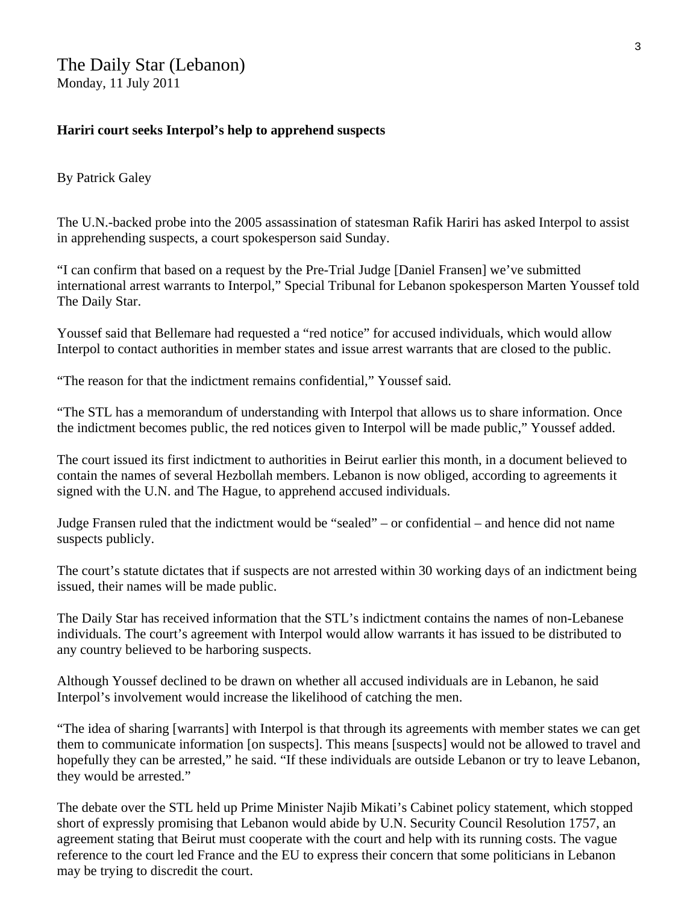The Daily Star (Lebanon)
Monday, 11 July 2011

**Hariri court seeks Interpol's help to apprehend suspects**

By Patrick Galey

The U.N.-backed probe into the 2005 assassination of statesman Rafik Hariri has asked Interpol to assist in apprehending suspects, a court spokesperson said Sunday.

"I can confirm that based on a request by the Pre-Trial Judge [Daniel Fransen] we've submitted international arrest warrants to Interpol," Special Tribunal for Lebanon spokesperson Marten Youssef told The Daily Star.

Youssef said that Bellemare had requested a "red notice" for accused individuals, which would allow Interpol to contact authorities in member states and issue arrest warrants that are closed to the public.

"The reason for that the indictment remains confidential," Youssef said.

"The STL has a memorandum of understanding with Interpol that allows us to share information. Once the indictment becomes public, the red notices given to Interpol will be made public," Youssef added.

The court issued its first indictment to authorities in Beirut earlier this month, in a document believed to contain the names of several Hezbollah members. Lebanon is now obliged, according to agreements it signed with the U.N. and The Hague, to apprehend accused individuals.

Judge Fransen ruled that the indictment would be "sealed" – or confidential – and hence did not name suspects publicly.

The court's statute dictates that if suspects are not arrested within 30 working days of an indictment being issued, their names will be made public.

The Daily Star has received information that the STL's indictment contains the names of non-Lebanese individuals. The court's agreement with Interpol would allow warrants it has issued to be distributed to any country believed to be harboring suspects.

Although Youssef declined to be drawn on whether all accused individuals are in Lebanon, he said Interpol's involvement would increase the likelihood of catching the men.

"The idea of sharing [warrants] with Interpol is that through its agreements with member states we can get them to communicate information [on suspects]. This means [suspects] would not be allowed to travel and hopefully they can be arrested," he said. "If these individuals are outside Lebanon or try to leave Lebanon, they would be arrested."

The debate over the STL held up Prime Minister Najib Mikati's Cabinet policy statement, which stopped short of expressly promising that Lebanon would abide by U.N. Security Council Resolution 1757, an agreement stating that Beirut must cooperate with the court and help with its running costs. The vague reference to the court led France and the EU to express their concern that some politicians in Lebanon may be trying to discredit the court.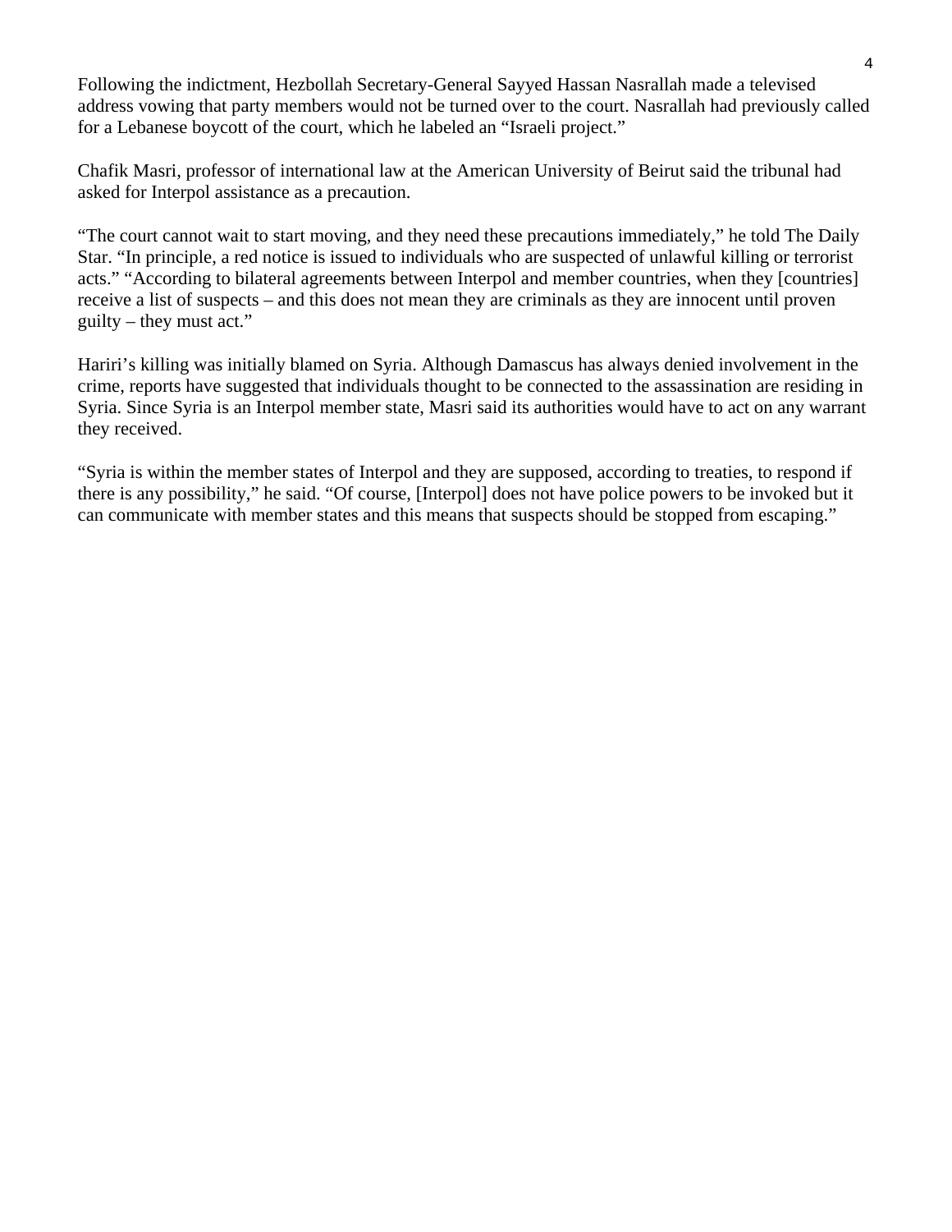Following the indictment, Hezbollah Secretary-General Sayyed Hassan Nasrallah made a televised address vowing that party members would not be turned over to the court. Nasrallah had previously called for a Lebanese boycott of the court, which he labeled an "Israeli project."

Chafik Masri, professor of international law at the American University of Beirut said the tribunal had asked for Interpol assistance as a precaution.

"The court cannot wait to start moving, and they need these precautions immediately," he told The Daily Star. "In principle, a red notice is issued to individuals who are suspected of unlawful killing or terrorist acts." "According to bilateral agreements between Interpol and member countries, when they [countries] receive a list of suspects – and this does not mean they are criminals as they are innocent until proven guilty – they must act."

Hariri's killing was initially blamed on Syria. Although Damascus has always denied involvement in the crime, reports have suggested that individuals thought to be connected to the assassination are residing in Syria. Since Syria is an Interpol member state, Masri said its authorities would have to act on any warrant they received.

"Syria is within the member states of Interpol and they are supposed, according to treaties, to respond if there is any possibility," he said. "Of course, [Interpol] does not have police powers to be invoked but it can communicate with member states and this means that suspects should be stopped from escaping."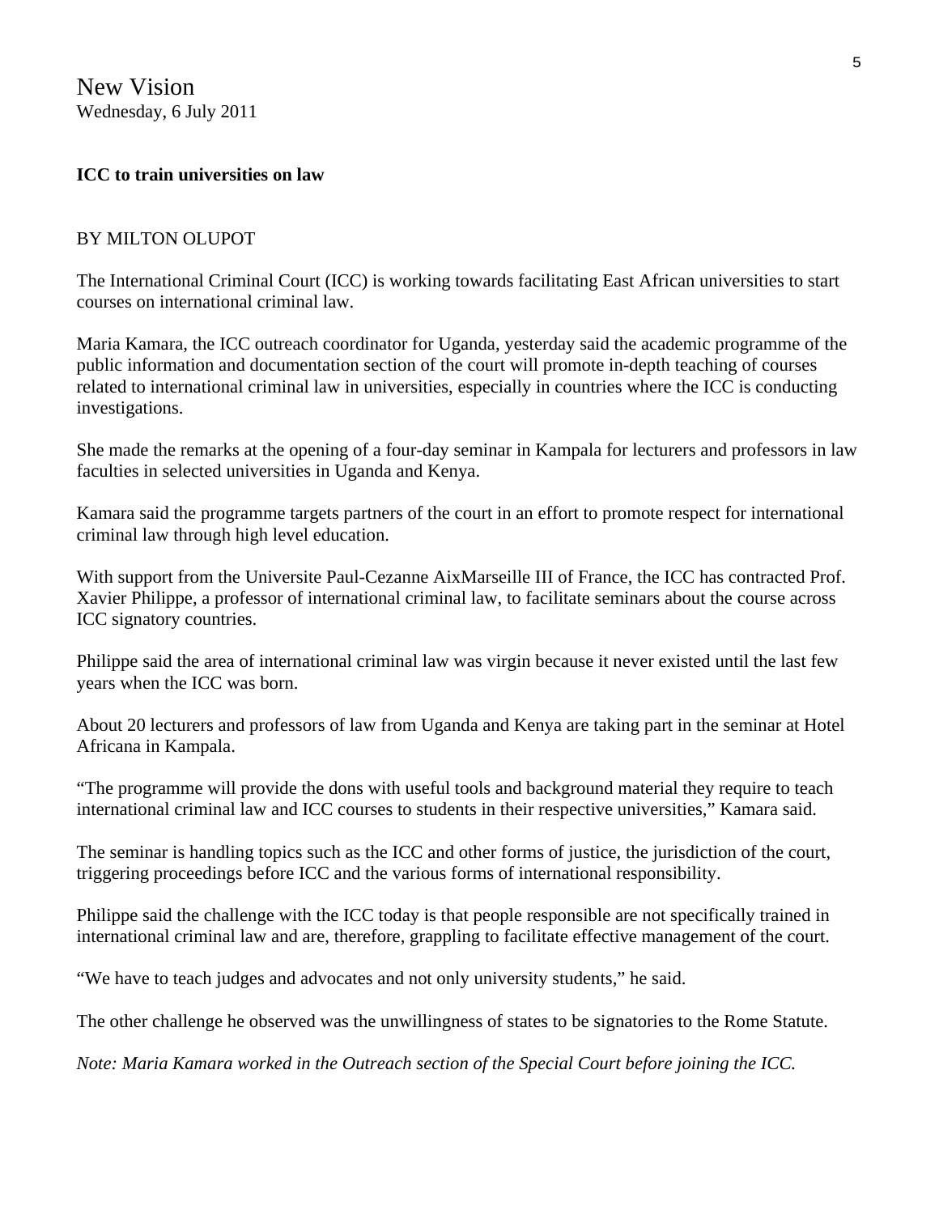New Vision
Wednesday, 6 July 2011

**ICC to train universities on law**

BY MILTON OLUPOT

The International Criminal Court (ICC) is working towards facilitating East African universities to start courses on international criminal law.

Maria Kamara, the ICC outreach coordinator for Uganda, yesterday said the academic programme of the public information and documentation section of the court will promote in-depth teaching of courses related to international criminal law in universities, especially in countries where the ICC is conducting investigations.

She made the remarks at the opening of a four-day seminar in Kampala for lecturers and professors in law faculties in selected universities in Uganda and Kenya.

Kamara said the programme targets partners of the court in an effort to promote respect for international criminal law through high level education.

With support from the Universite Paul-Cezanne AixMarseille III of France, the ICC has contracted Prof. Xavier Philippe, a professor of international criminal law, to facilitate seminars about the course across ICC signatory countries.

Philippe said the area of international criminal law was virgin because it never existed until the last few years when the ICC was born.

About 20 lecturers and professors of law from Uganda and Kenya are taking part in the seminar at Hotel Africana in Kampala.

"The programme will provide the dons with useful tools and background material they require to teach international criminal law and ICC courses to students in their respective universities," Kamara said.

The seminar is handling topics such as the ICC and other forms of justice, the jurisdiction of the court, triggering proceedings before ICC and the various forms of international responsibility.

Philippe said the challenge with the ICC today is that people responsible are not specifically trained in international criminal law and are, therefore, grappling to facilitate effective management of the court.

"We have to teach judges and advocates and not only university students," he said.

The other challenge he observed was the unwillingness of states to be signatories to the Rome Statute.

*Note: Maria Kamara worked in the Outreach section of the Special Court before joining the ICC.*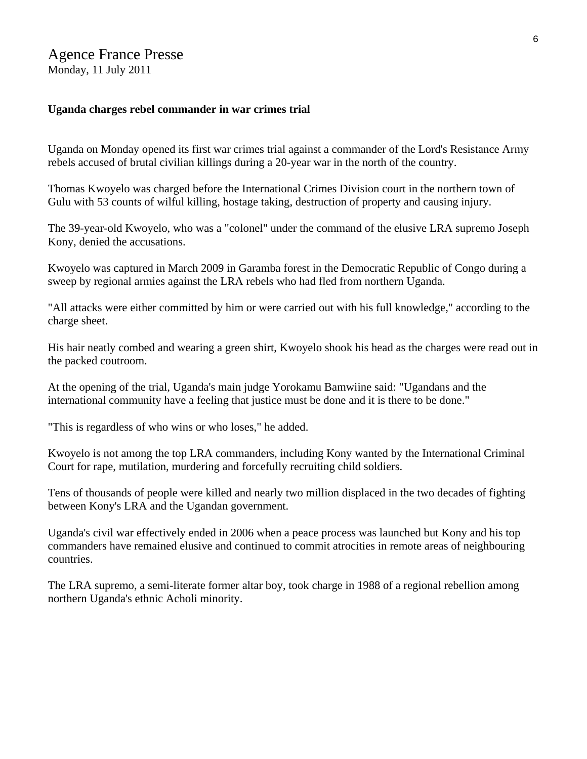# Agence France Presse

Monday, 11 July 2011

**Uganda charges rebel commander in war crimes trial**

Uganda on Monday opened its first war crimes trial against a commander of the Lord's Resistance Army rebels accused of brutal civilian killings during a 20-year war in the north of the country.

Thomas Kwoyelo was charged before the International Crimes Division court in the northern town of Gulu with 53 counts of wilful killing, hostage taking, destruction of property and causing injury.

The 39-year-old Kwoyelo, who was a "colonel" under the command of the elusive LRA supremo Joseph Kony, denied the accusations.

Kwoyelo was captured in March 2009 in Garamba forest in the Democratic Republic of Congo during a sweep by regional armies against the LRA rebels who had fled from northern Uganda.

"All attacks were either committed by him or were carried out with his full knowledge," according to the charge sheet.

His hair neatly combed and wearing a green shirt, Kwoyelo shook his head as the charges were read out in the packed coutroom.

At the opening of the trial, Uganda's main judge Yorokamu Bamwiine said: "Ugandans and the international community have a feeling that justice must be done and it is there to be done."

"This is regardless of who wins or who loses," he added.

Kwoyelo is not among the top LRA commanders, including Kony wanted by the International Criminal Court for rape, mutilation, murdering and forcefully recruiting child soldiers.

Tens of thousands of people were killed and nearly two million displaced in the two decades of fighting between Kony's LRA and the Ugandan government.

Uganda's civil war effectively ended in 2006 when a peace process was launched but Kony and his top commanders have remained elusive and continued to commit atrocities in remote areas of neighbouring countries.

The LRA supremo, a semi-literate former altar boy, took charge in 1988 of a regional rebellion among northern Uganda's ethnic Acholi minority.